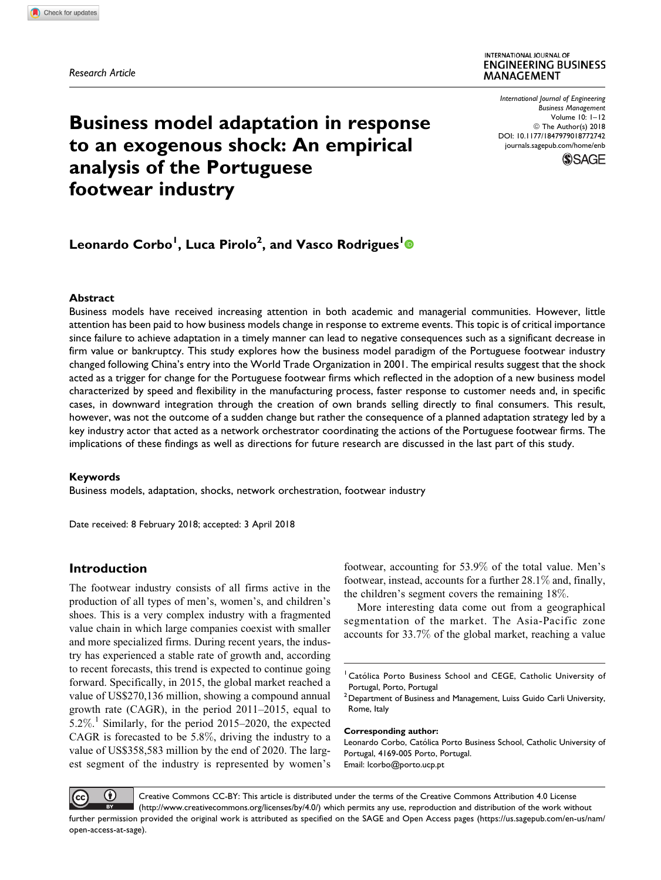*Research Article*

# Business model adaptation in response to an exogenous shock: An empirical analysis of the Portuguese footwear industry

**Leonardo Corbo[1], Luca Pirolo[2], and Vasco Rodrigues[1]**

### Abstract

Business models have received increasing attention in both academic and managerial communities. However, little attention has been paid to how business models change in response to extreme events. This topic is of critical importance since failure to achieve adaptation in a timely manner can lead to negative consequences such as a significant decrease in firm value or bankruptcy. This study explores how the business model paradigm of the Portuguese footwear industry changed following China's entry into the World Trade Organization in 2001. The empirical results suggest that the shock acted as a trigger for change for the Portuguese footwear firms which reflected in the adoption of a new business model characterized by speed and flexibility in the manufacturing process, faster response to customer needs and, in specific cases, in downward integration through the creation of own brands selling directly to final consumers. This result, however, was not the outcome of a sudden change but rather the consequence of a planned adaptation strategy led by a key industry actor that acted as a network orchestrator coordinating the actions of the Portuguese footwear firms. The implications of these findings as well as directions for future research are discussed in the last part of this study.

### Keywords

Business models, adaptation, shocks, network orchestration, footwear industry

Date received: 8 February 2018; accepted: 3 April 2018

## Introduction

The footwear industry consists of all firms active in the production of all types of men's, women's, and children's shoes. This is a very complex industry with a fragmented value chain in which large companies coexist with smaller and more specialized firms. During recent years, the industry has experienced a stable rate of growth and, according to recent forecasts, this trend is expected to continue going forward. Specifically, in 2015, the global market reached a value of US$270,136 million, showing a compound annual growth rate (CAGR), in the period 2011–2015, equal to 5.2%.[1] Similarly, for the period 2015–2020, the expected CAGR is forecasted to be 5.8%, driving the industry to a value of US$358,583 million by the end of 2020. The largest segment of the industry is represented by women's footwear, accounting for 53.9% of the total value. Men's footwear, instead, accounts for a further 28.1% and, finally, the children's segment covers the remaining 18%.

More interesting data come out from a geographical segmentation of the market. The Asia-Pacific zone accounts for 33.7% of the global market, reaching a value

[1] Católica Porto Business School and CEGE, Catholic University of Portugal, Porto, Portugal

[2] Department of Business and Management, Luiss Guido Carli University, Rome, Italy

**Corresponding author:**

Leonardo Corbo, Católica Porto Business School, Catholic University of Portugal, 4169-005 Porto, Portugal.

Email: lcorbo@porto.ucp.pt

Creative Commons CC-BY: This article is distributed under the terms of the Creative Commons Attribution 4.0 License (http://www.creativecommons.org/licenses/by/4.0/) which permits any use, reproduction and distribution of the work without further permission provided the original work is attributed as specified on the SAGE and Open Access pages (https://us.sagepub.com/en-us/nam/open-access-at-sage).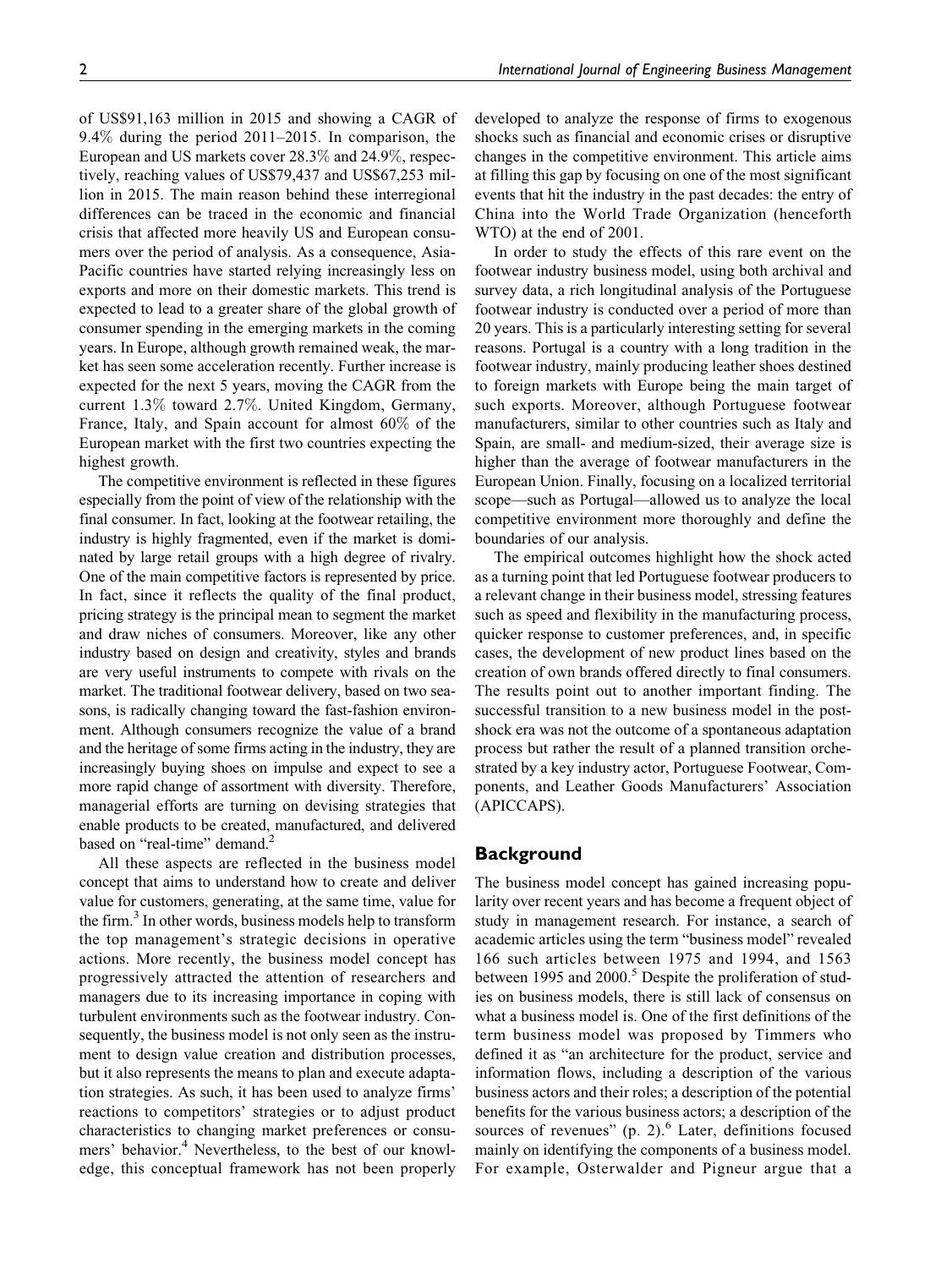of US$91,163 million in 2015 and showing a CAGR of 9.4% during the period 2011–2015. In comparison, the European and US markets cover 28.3% and 24.9%, respectively, reaching values of US$79,437 and US$67,253 million in 2015. The main reason behind these interregional differences can be traced in the economic and financial crisis that affected more heavily US and European consumers over the period of analysis. As a consequence, Asia-Pacific countries have started relying increasingly less on exports and more on their domestic markets. This trend is expected to lead to a greater share of the global growth of consumer spending in the emerging markets in the coming years. In Europe, although growth remained weak, the market has seen some acceleration recently. Further increase is expected for the next 5 years, moving the CAGR from the current 1.3% toward 2.7%. United Kingdom, Germany, France, Italy, and Spain account for almost 60% of the European market with the first two countries expecting the highest growth.

The competitive environment is reflected in these figures especially from the point of view of the relationship with the final consumer. In fact, looking at the footwear retailing, the industry is highly fragmented, even if the market is dominated by large retail groups with a high degree of rivalry. One of the main competitive factors is represented by price. In fact, since it reflects the quality of the final product, pricing strategy is the principal mean to segment the market and draw niches of consumers. Moreover, like any other industry based on design and creativity, styles and brands are very useful instruments to compete with rivals on the market. The traditional footwear delivery, based on two seasons, is radically changing toward the fast-fashion environment. Although consumers recognize the value of a brand and the heritage of some firms acting in the industry, they are increasingly buying shoes on impulse and expect to see a more rapid change of assortment with diversity. Therefore, managerial efforts are turning on devising strategies that enable products to be created, manufactured, and delivered based on "real-time" demand.[2]

All these aspects are reflected in the business model concept that aims to understand how to create and deliver value for customers, generating, at the same time, value for the firm.[3] In other words, business models help to transform the top management's strategic decisions in operative actions. More recently, the business model concept has progressively attracted the attention of researchers and managers due to its increasing importance in coping with turbulent environments such as the footwear industry. Consequently, the business model is not only seen as the instrument to design value creation and distribution processes, but it also represents the means to plan and execute adaptation strategies. As such, it has been used to analyze firms' reactions to competitors' strategies or to adjust product characteristics to changing market preferences or consumers' behavior.[4] Nevertheless, to the best of our knowledge, this conceptual framework has not been properly developed to analyze the response of firms to exogenous shocks such as financial and economic crises or disruptive changes in the competitive environment. This article aims at filling this gap by focusing on one of the most significant events that hit the industry in the past decades: the entry of China into the World Trade Organization (henceforth WTO) at the end of 2001.

In order to study the effects of this rare event on the footwear industry business model, using both archival and survey data, a rich longitudinal analysis of the Portuguese footwear industry is conducted over a period of more than 20 years. This is a particularly interesting setting for several reasons. Portugal is a country with a long tradition in the footwear industry, mainly producing leather shoes destined to foreign markets with Europe being the main target of such exports. Moreover, although Portuguese footwear manufacturers, similar to other countries such as Italy and Spain, are small- and medium-sized, their average size is higher than the average of footwear manufacturers in the European Union. Finally, focusing on a localized territorial scope—such as Portugal—allowed us to analyze the local competitive environment more thoroughly and define the boundaries of our analysis.

The empirical outcomes highlight how the shock acted as a turning point that led Portuguese footwear producers to a relevant change in their business model, stressing features such as speed and flexibility in the manufacturing process, quicker response to customer preferences, and, in specific cases, the development of new product lines based on the creation of own brands offered directly to final consumers. The results point out to another important finding. The successful transition to a new business model in the post-shock era was not the outcome of a spontaneous adaptation process but rather the result of a planned transition orchestrated by a key industry actor, Portuguese Footwear, Components, and Leather Goods Manufacturers' Association (APICCAPS).

## Background

The business model concept has gained increasing popularity over recent years and has become a frequent object of study in management research. For instance, a search of academic articles using the term "business model" revealed 166 such articles between 1975 and 1994, and 1563 between 1995 and 2000.[5] Despite the proliferation of studies on business models, there is still lack of consensus on what a business model is. One of the first definitions of the term business model was proposed by Timmers who defined it as "an architecture for the product, service and information flows, including a description of the various business actors and their roles; a description of the potential benefits for the various business actors; a description of the sources of revenues" (p. 2).[6] Later, definitions focused mainly on identifying the components of a business model. For example, Osterwalder and Pigneur argue that a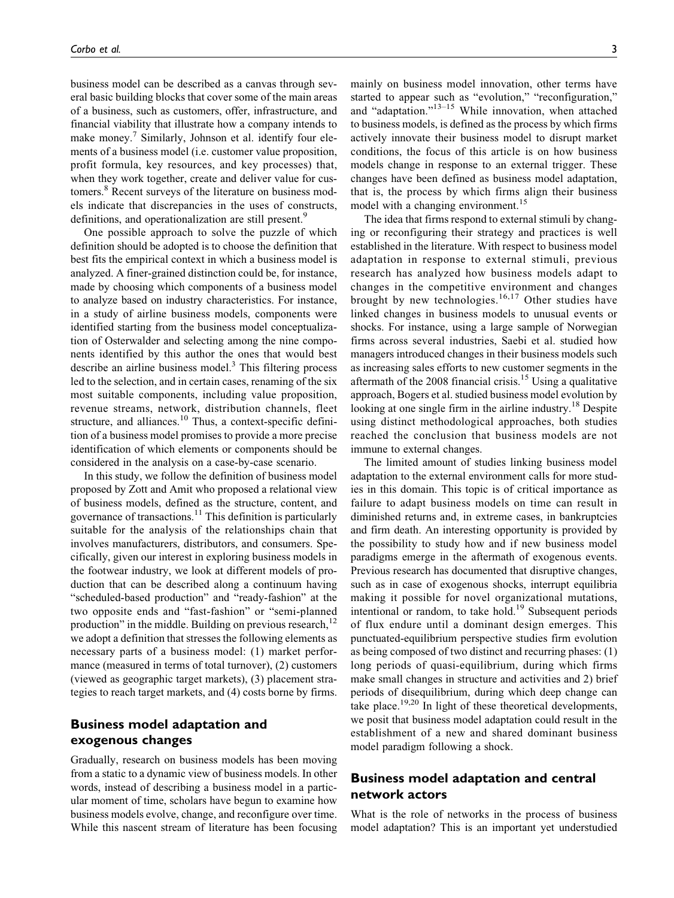business model can be described as a canvas through several basic building blocks that cover some of the main areas of a business, such as customers, offer, infrastructure, and financial viability that illustrate how a company intends to make money.[7] Similarly, Johnson et al. identify four elements of a business model (i.e. customer value proposition, profit formula, key resources, and key processes) that, when they work together, create and deliver value for customers.[8] Recent surveys of the literature on business models indicate that discrepancies in the uses of constructs, definitions, and operationalization are still present.[9]

One possible approach to solve the puzzle of which definition should be adopted is to choose the definition that best fits the empirical context in which a business model is analyzed. A finer-grained distinction could be, for instance, made by choosing which components of a business model to analyze based on industry characteristics. For instance, in a study of airline business models, components were identified starting from the business model conceptualization of Osterwalder and selecting among the nine components identified by this author the ones that would best describe an airline business model.[3] This filtering process led to the selection, and in certain cases, renaming of the six most suitable components, including value proposition, revenue streams, network, distribution channels, fleet structure, and alliances.[10] Thus, a context-specific definition of a business model promises to provide a more precise identification of which elements or components should be considered in the analysis on a case-by-case scenario.

In this study, we follow the definition of business model proposed by Zott and Amit who proposed a relational view of business models, defined as the structure, content, and governance of transactions.[11] This definition is particularly suitable for the analysis of the relationships chain that involves manufacturers, distributors, and consumers. Specifically, given our interest in exploring business models in the footwear industry, we look at different models of production that can be described along a continuum having "scheduled-based production" and "ready-fashion" at the two opposite ends and "fast-fashion" or "semi-planned production" in the middle. Building on previous research,[12] we adopt a definition that stresses the following elements as necessary parts of a business model: (1) market performance (measured in terms of total turnover), (2) customers (viewed as geographic target markets), (3) placement strategies to reach target markets, and (4) costs borne by firms.

## Business model adaptation and exogenous changes

Gradually, research on business models has been moving from a static to a dynamic view of business models. In other words, instead of describing a business model in a particular moment of time, scholars have begun to examine how business models evolve, change, and reconfigure over time. While this nascent stream of literature has been focusing mainly on business model innovation, other terms have started to appear such as "evolution," "reconfiguration," and "adaptation."[13–15] While innovation, when attached to business models, is defined as the process by which firms actively innovate their business model to disrupt market conditions, the focus of this article is on how business models change in response to an external trigger. These changes have been defined as business model adaptation, that is, the process by which firms align their business model with a changing environment.[15]

The idea that firms respond to external stimuli by changing or reconfiguring their strategy and practices is well established in the literature. With respect to business model adaptation in response to external stimuli, previous research has analyzed how business models adapt to changes in the competitive environment and changes brought by new technologies.[16,17] Other studies have linked changes in business models to unusual events or shocks. For instance, using a large sample of Norwegian firms across several industries, Saebi et al. studied how managers introduced changes in their business models such as increasing sales efforts to new customer segments in the aftermath of the 2008 financial crisis.[15] Using a qualitative approach, Bogers et al. studied business model evolution by looking at one single firm in the airline industry.[18] Despite using distinct methodological approaches, both studies reached the conclusion that business models are not immune to external changes.

The limited amount of studies linking business model adaptation to the external environment calls for more studies in this domain. This topic is of critical importance as failure to adapt business models on time can result in diminished returns and, in extreme cases, in bankruptcies and firm death. An interesting opportunity is provided by the possibility to study how and if new business model paradigms emerge in the aftermath of exogenous events. Previous research has documented that disruptive changes, such as in case of exogenous shocks, interrupt equilibria making it possible for novel organizational mutations, intentional or random, to take hold.[19] Subsequent periods of flux endure until a dominant design emerges. This punctuated-equilibrium perspective studies firm evolution as being composed of two distinct and recurring phases: (1) long periods of quasi-equilibrium, during which firms make small changes in structure and activities and 2) brief periods of disequilibrium, during which deep change can take place.[19,20] In light of these theoretical developments, we posit that business model adaptation could result in the establishment of a new and shared dominant business model paradigm following a shock.

## Business model adaptation and central network actors

What is the role of networks in the process of business model adaptation? This is an important yet understudied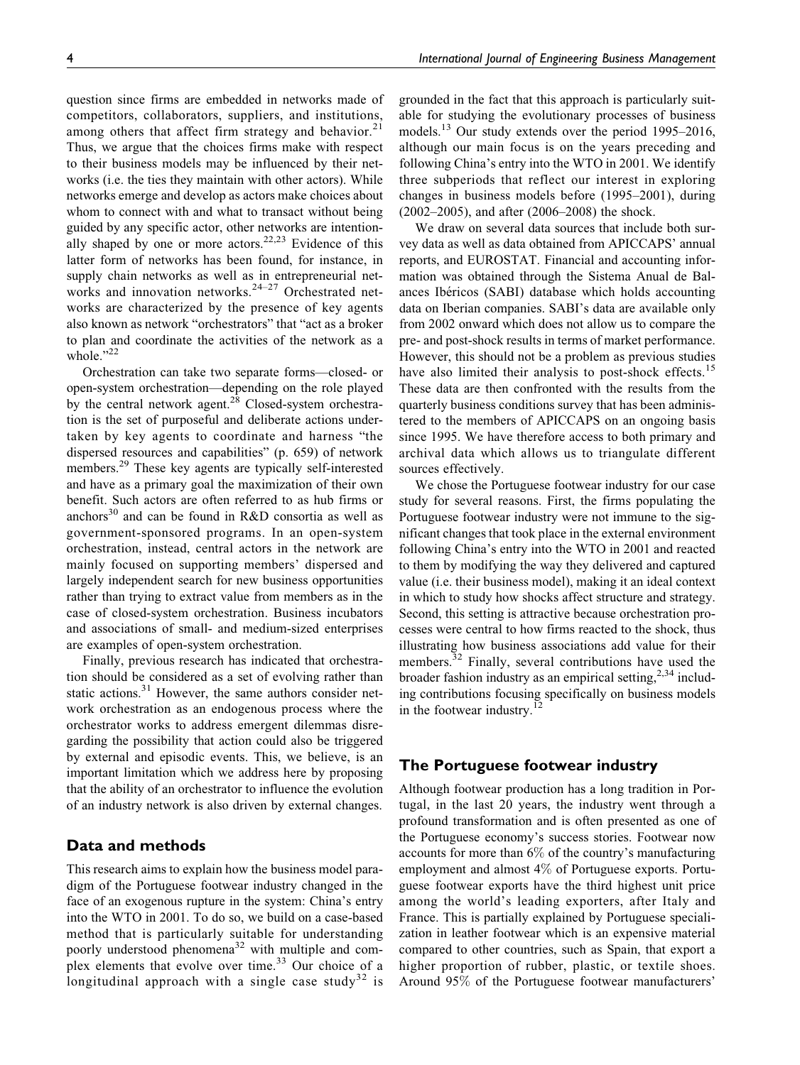question since firms are embedded in networks made of competitors, collaborators, suppliers, and institutions, among others that affect firm strategy and behavior.[21] Thus, we argue that the choices firms make with respect to their business models may be influenced by their networks (i.e. the ties they maintain with other actors). While networks emerge and develop as actors make choices about whom to connect with and what to transact without being guided by any specific actor, other networks are intentionally shaped by one or more actors.[22,23] Evidence of this latter form of networks has been found, for instance, in supply chain networks as well as in entrepreneurial networks and innovation networks.[24–27] Orchestrated networks are characterized by the presence of key agents also known as network "orchestrators" that "act as a broker to plan and coordinate the activities of the network as a whole."[22]

Orchestration can take two separate forms—closed- or open-system orchestration—depending on the role played by the central network agent.[28] Closed-system orchestration is the set of purposeful and deliberate actions undertaken by key agents to coordinate and harness "the dispersed resources and capabilities" (p. 659) of network members.[29] These key agents are typically self-interested and have as a primary goal the maximization of their own benefit. Such actors are often referred to as hub firms or anchors[30] and can be found in R&D consortia as well as government-sponsored programs. In an open-system orchestration, instead, central actors in the network are mainly focused on supporting members' dispersed and largely independent search for new business opportunities rather than trying to extract value from members as in the case of closed-system orchestration. Business incubators and associations of small- and medium-sized enterprises are examples of open-system orchestration.

Finally, previous research has indicated that orchestration should be considered as a set of evolving rather than static actions.[31] However, the same authors consider network orchestration as an endogenous process where the orchestrator works to address emergent dilemmas disregarding the possibility that action could also be triggered by external and episodic events. This, we believe, is an important limitation which we address here by proposing that the ability of an orchestrator to influence the evolution of an industry network is also driven by external changes.

## Data and methods

This research aims to explain how the business model paradigm of the Portuguese footwear industry changed in the face of an exogenous rupture in the system: China's entry into the WTO in 2001. To do so, we build on a case-based method that is particularly suitable for understanding poorly understood phenomena[32] with multiple and complex elements that evolve over time.[33] Our choice of a longitudinal approach with a single case study[32] is grounded in the fact that this approach is particularly suitable for studying the evolutionary processes of business models.[13] Our study extends over the period 1995–2016, although our main focus is on the years preceding and following China's entry into the WTO in 2001. We identify three subperiods that reflect our interest in exploring changes in business models before (1995–2001), during (2002–2005), and after (2006–2008) the shock.

We draw on several data sources that include both survey data as well as data obtained from APICCAPS' annual reports, and EUROSTAT. Financial and accounting information was obtained through the Sistema Anual de Balances Ibéricos (SABI) database which holds accounting data on Iberian companies. SABI's data are available only from 2002 onward which does not allow us to compare the pre- and post-shock results in terms of market performance. However, this should not be a problem as previous studies have also limited their analysis to post-shock effects.[15] These data are then confronted with the results from the quarterly business conditions survey that has been administered to the members of APICCAPS on an ongoing basis since 1995. We have therefore access to both primary and archival data which allows us to triangulate different sources effectively.

We chose the Portuguese footwear industry for our case study for several reasons. First, the firms populating the Portuguese footwear industry were not immune to the significant changes that took place in the external environment following China's entry into the WTO in 2001 and reacted to them by modifying the way they delivered and captured value (i.e. their business model), making it an ideal context in which to study how shocks affect structure and strategy. Second, this setting is attractive because orchestration processes were central to how firms reacted to the shock, thus illustrating how business associations add value for their members.[32] Finally, several contributions have used the broader fashion industry as an empirical setting,[2,34] including contributions focusing specifically on business models in the footwear industry.[12]

## The Portuguese footwear industry

Although footwear production has a long tradition in Portugal, in the last 20 years, the industry went through a profound transformation and is often presented as one of the Portuguese economy's success stories. Footwear now accounts for more than 6% of the country's manufacturing employment and almost 4% of Portuguese exports. Portuguese footwear exports have the third highest unit price among the world's leading exporters, after Italy and France. This is partially explained by Portuguese specialization in leather footwear which is an expensive material compared to other countries, such as Spain, that export a higher proportion of rubber, plastic, or textile shoes. Around 95% of the Portuguese footwear manufacturers'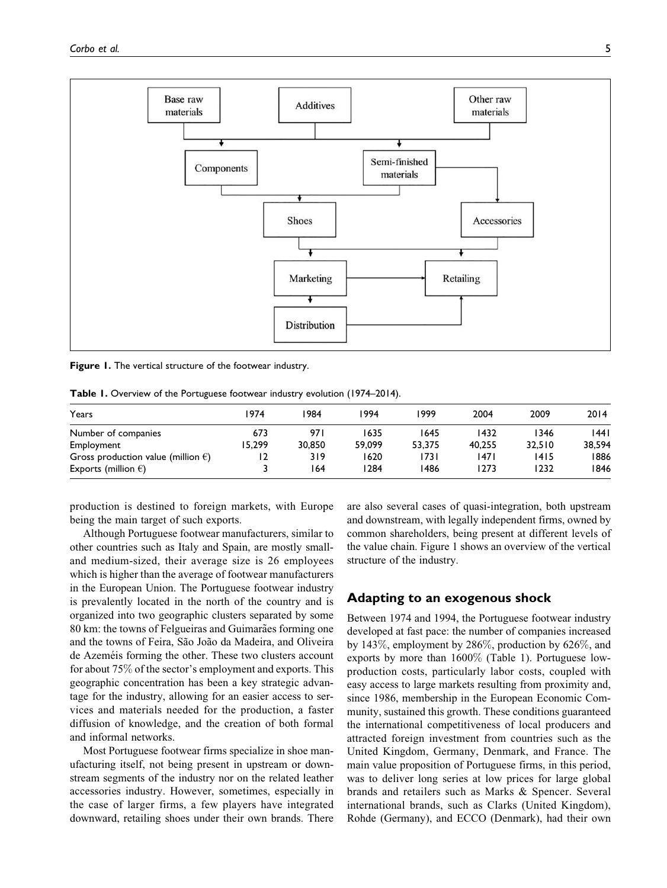Base raw materials

Additives

Other raw materials

Components

Semi-finished materials

Shoes

Accessories

Marketing

Retailing

Distribution

**Figure 1.** The vertical structure of the footwear industry.

**Table 1.** Overview of the Portuguese footwear industry evolution (1974–2014).

| Years | 1974 | 1984 | 1994 | 1999 | 2004 | 2009 | 2014 |
|---|---|---|---|---|---|---|---|
| Number of companies | 673 | 971 | 1635 | 1645 | 1432 | 1346 | 1441 |
| Employment | 15,299 | 30,850 | 59,099 | 53,375 | 40,255 | 32,510 | 38,594 |
| Gross production value (million €) | 12 | 319 | 1620 | 1731 | 1471 | 1415 | 1886 |
| Exports (million €) | 3 | 164 | 1284 | 1486 | 1273 | 1232 | 1846 |

production is destined to foreign markets, with Europe being the main target of such exports.

Although Portuguese footwear manufacturers, similar to other countries such as Italy and Spain, are mostly small- and medium-sized, their average size is 26 employees which is higher than the average of footwear manufacturers in the European Union. The Portuguese footwear industry is prevalently located in the north of the country and is organized into two geographic clusters separated by some 80 km: the towns of Felgueiras and Guimarães forming one and the towns of Feira, São João da Madeira, and Oliveira de Azeméis forming the other. These two clusters account for about 75% of the sector's employment and exports. This geographic concentration has been a key strategic advantage for the industry, allowing for an easier access to services and materials needed for the production, a faster diffusion of knowledge, and the creation of both formal and informal networks.

Most Portuguese footwear firms specialize in shoe manufacturing itself, not being present in upstream or downstream segments of the industry nor on the related leather accessories industry. However, sometimes, especially in the case of larger firms, a few players have integrated downward, retailing shoes under their own brands. There are also several cases of quasi-integration, both upstream and downstream, with legally independent firms, owned by common shareholders, being present at different levels of the value chain. Figure 1 shows an overview of the vertical structure of the industry.

## Adapting to an exogenous shock

Between 1974 and 1994, the Portuguese footwear industry developed at fast pace: the number of companies increased by 143%, employment by 286%, production by 626%, and exports by more than 1600% (Table 1). Portuguese low-production costs, particularly labor costs, coupled with easy access to large markets resulting from proximity and, since 1986, membership in the European Economic Community, sustained this growth. These conditions guaranteed the international competitiveness of local producers and attracted foreign investment from countries such as the United Kingdom, Germany, Denmark, and France. The main value proposition of Portuguese firms, in this period, was to deliver long series at low prices for large global brands and retailers such as Marks & Spencer. Several international brands, such as Clarks (United Kingdom), Rohde (Germany), and ECCO (Denmark), had their own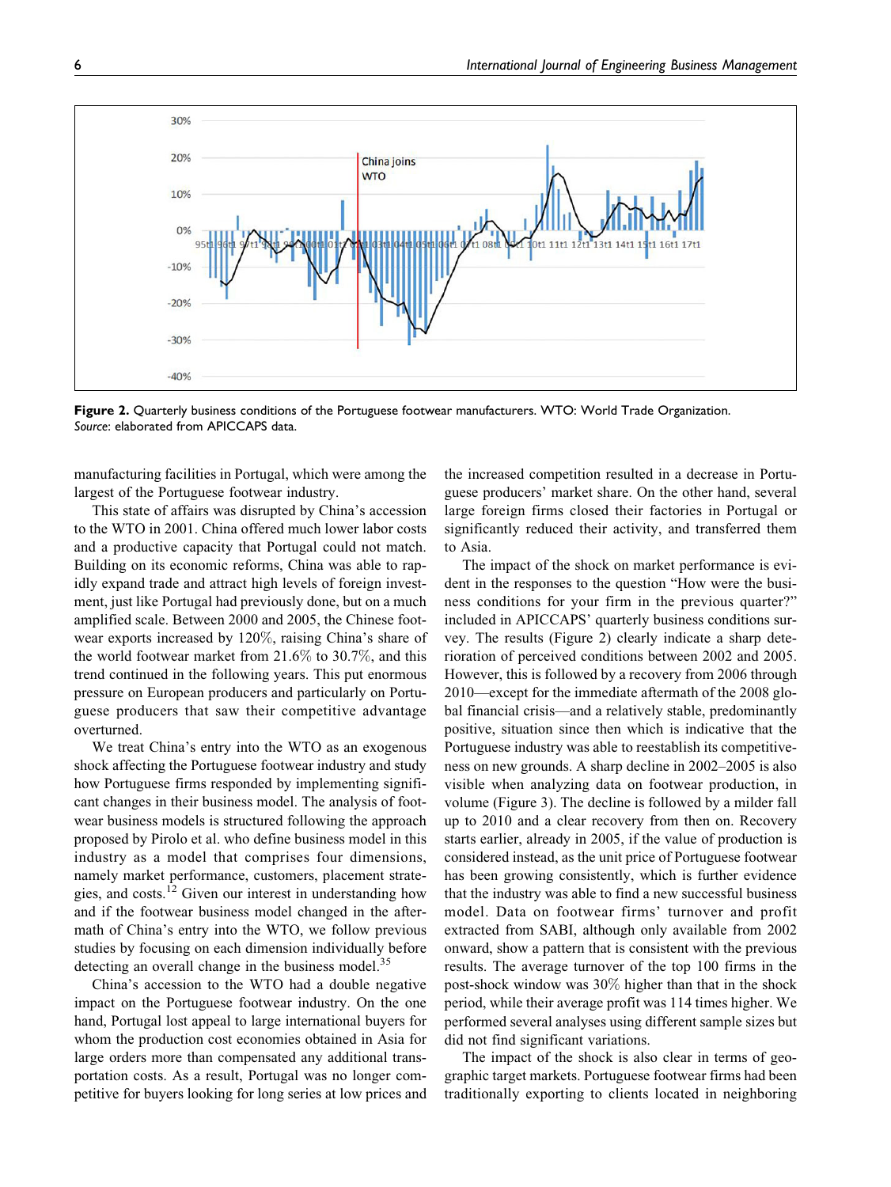30%
20%
10%
0%
-10%
-20%
-30%
-40%

China joins WTO

95t1 96t1 97t1 98t1 99t1 00t1 01t1 02t1 03t1 04t1 05t1 06t1 07t1 08t1 09t1 10t1 11t1 12t1 13t1 14t1 15t1 16t1 17t1

**Figure 2.** Quarterly business conditions of the Portuguese footwear manufacturers. WTO: World Trade Organization. *Source*: elaborated from APICCAPS data.

manufacturing facilities in Portugal, which were among the largest of the Portuguese footwear industry.

This state of affairs was disrupted by China's accession to the WTO in 2001. China offered much lower labor costs and a productive capacity that Portugal could not match. Building on its economic reforms, China was able to rapidly expand trade and attract high levels of foreign investment, just like Portugal had previously done, but on a much amplified scale. Between 2000 and 2005, the Chinese footwear exports increased by 120%, raising China's share of the world footwear market from 21.6% to 30.7%, and this trend continued in the following years. This put enormous pressure on European producers and particularly on Portuguese producers that saw their competitive advantage overturned.

We treat China's entry into the WTO as an exogenous shock affecting the Portuguese footwear industry and study how Portuguese firms responded by implementing significant changes in their business model. The analysis of footwear business models is structured following the approach proposed by Pirolo et al. who define business model in this industry as a model that comprises four dimensions, namely market performance, customers, placement strategies, and costs.[12] Given our interest in understanding how and if the footwear business model changed in the aftermath of China's entry into the WTO, we follow previous studies by focusing on each dimension individually before detecting an overall change in the business model.[35]

China's accession to the WTO had a double negative impact on the Portuguese footwear industry. On the one hand, Portugal lost appeal to large international buyers for whom the production cost economies obtained in Asia for large orders more than compensated any additional transportation costs. As a result, Portugal was no longer competitive for buyers looking for long series at low prices and the increased competition resulted in a decrease in Portuguese producers' market share. On the other hand, several large foreign firms closed their factories in Portugal or significantly reduced their activity, and transferred them to Asia.

The impact of the shock on market performance is evident in the responses to the question "How were the business conditions for your firm in the previous quarter?" included in APICCAPS' quarterly business conditions survey. The results (Figure 2) clearly indicate a sharp deterioration of perceived conditions between 2002 and 2005. However, this is followed by a recovery from 2006 through 2010—except for the immediate aftermath of the 2008 global financial crisis—and a relatively stable, predominantly positive, situation since then which is indicative that the Portuguese industry was able to reestablish its competitiveness on new grounds. A sharp decline in 2002–2005 is also visible when analyzing data on footwear production, in volume (Figure 3). The decline is followed by a milder fall up to 2010 and a clear recovery from then on. Recovery starts earlier, already in 2005, if the value of production is considered instead, as the unit price of Portuguese footwear has been growing consistently, which is further evidence that the industry was able to find a new successful business model. Data on footwear firms' turnover and profit extracted from SABI, although only available from 2002 onward, show a pattern that is consistent with the previous results. The average turnover of the top 100 firms in the post-shock window was 30% higher than that in the shock period, while their average profit was 114 times higher. We performed several analyses using different sample sizes but did not find significant variations.

The impact of the shock is also clear in terms of geographic target markets. Portuguese footwear firms had been traditionally exporting to clients located in neighboring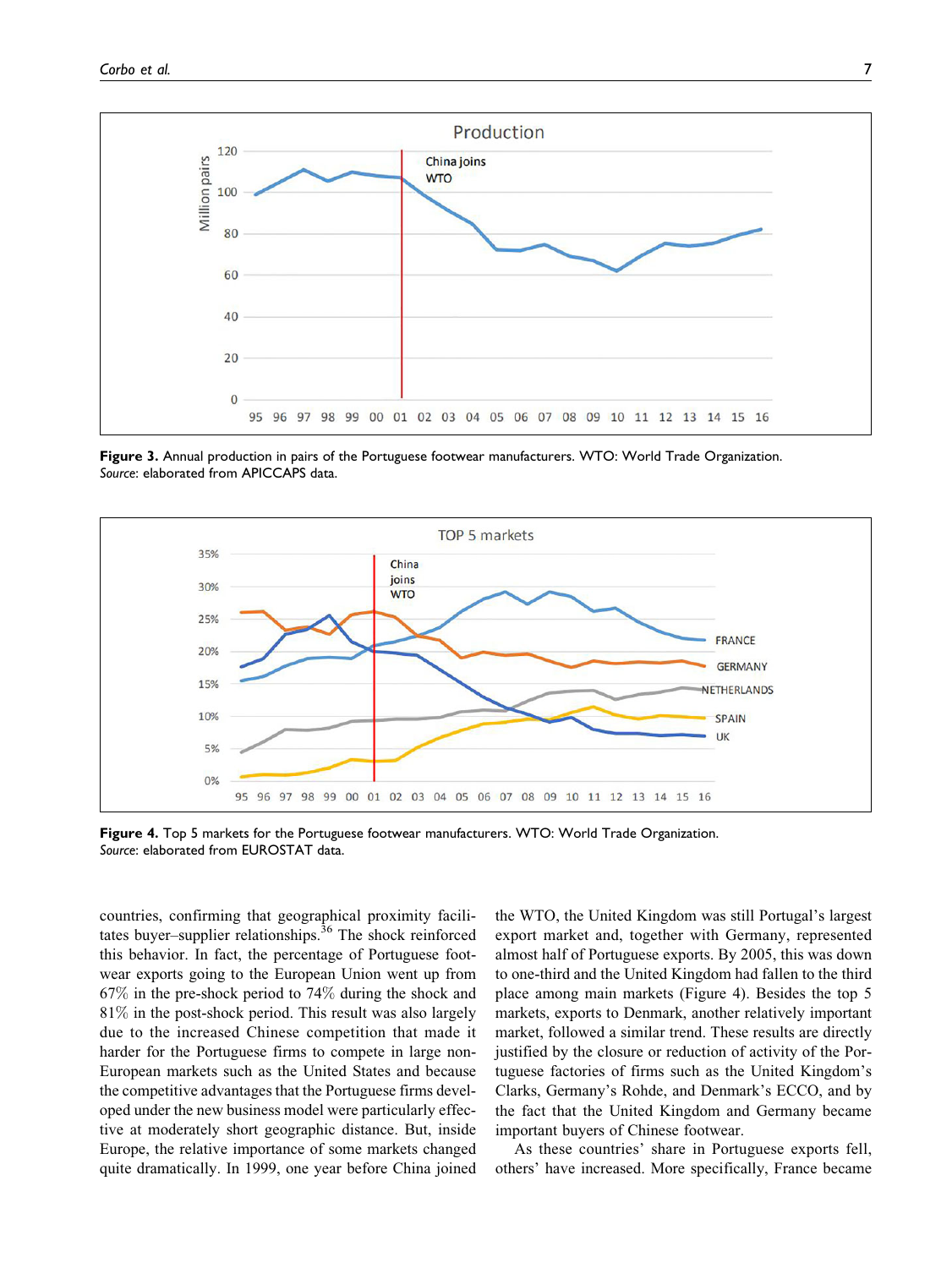Production

Million pairs

120
100
80
60
40
20
0

China joins WTO

95 96 97 98 99 00 01 02 03 04 05 06 07 08 09 10 11 12 13 14 15 16

**Figure 3.** Annual production in pairs of the Portuguese footwear manufacturers. WTO: World Trade Organization.
*Source*: elaborated from APICCAPS data.

TOP 5 markets

35%
30%
25%
20%
15%
10%
5%
0%

China joins WTO

FRANCE
GERMANY
NETHERLANDS
SPAIN
UK

95 96 97 98 99 00 01 02 03 04 05 06 07 08 09 10 11 12 13 14 15 16

**Figure 4.** Top 5 markets for the Portuguese footwear manufacturers. WTO: World Trade Organization.
*Source*: elaborated from EUROSTAT data.

countries, confirming that geographical proximity facilitates buyer–supplier relationships.[36] The shock reinforced this behavior. In fact, the percentage of Portuguese footwear exports going to the European Union went up from 67% in the pre-shock period to 74% during the shock and 81% in the post-shock period. This result was also largely due to the increased Chinese competition that made it harder for the Portuguese firms to compete in large non-European markets such as the United States and because the competitive advantages that the Portuguese firms developed under the new business model were particularly effective at moderately short geographic distance. But, inside Europe, the relative importance of some markets changed quite dramatically. In 1999, one year before China joined the WTO, the United Kingdom was still Portugal's largest export market and, together with Germany, represented almost half of Portuguese exports. By 2005, this was down to one-third and the United Kingdom had fallen to the third place among main markets (Figure 4). Besides the top 5 markets, exports to Denmark, another relatively important market, followed a similar trend. These results are directly justified by the closure or reduction of activity of the Portuguese factories of firms such as the United Kingdom's Clarks, Germany's Rohde, and Denmark's ECCO, and by the fact that the United Kingdom and Germany became important buyers of Chinese footwear.

As these countries' share in Portuguese exports fell, others' have increased. More specifically, France became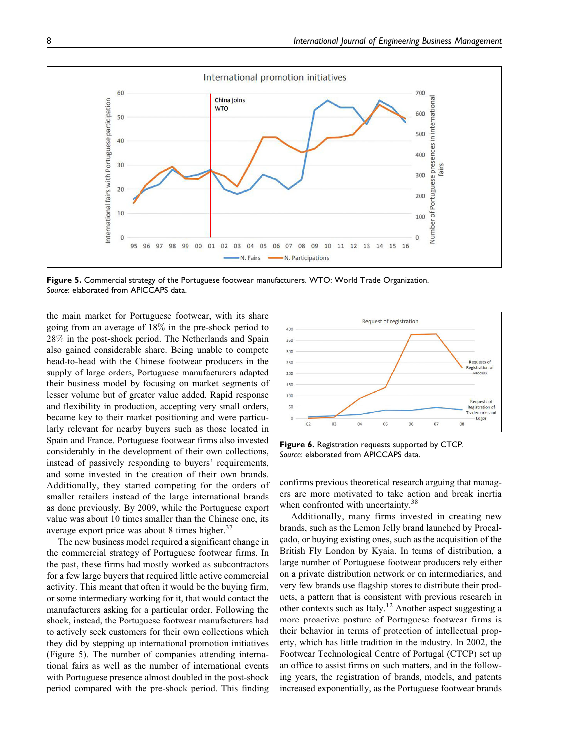International promotion initiatives

China joins WTO

International fairs with Portuguese participation

Number of Portuguese presences in international fairs

60
50
40
30
20
10
0

700
600
500
400
300
200
100
0

95 96 97 98 99 00 01 02 03 04 05 06 07 08 09 10 11 12 13 14 15 16

N. Fairs N. Participations

**Figure 5.** Commercial strategy of the Portuguese footwear manufacturers. WTO: World Trade Organization.
*Source*: elaborated from APICCAPS data.

the main market for Portuguese footwear, with its share going from an average of 18% in the pre-shock period to 28% in the post-shock period. The Netherlands and Spain also gained considerable share. Being unable to compete head-to-head with the Chinese footwear producers in the supply of large orders, Portuguese manufacturers adapted their business model by focusing on market segments of lesser volume but of greater value added. Rapid response and flexibility in production, accepting very small orders, became key to their market positioning and were particularly relevant for nearby buyers such as those located in Spain and France. Portuguese footwear firms also invested considerably in the development of their own collections, instead of passively responding to buyers' requirements, and some invested in the creation of their own brands. Additionally, they started competing for the orders of smaller retailers instead of the large international brands as done previously. By 2009, while the Portuguese export value was about 10 times smaller than the Chinese one, its average export price was about 8 times higher.[37]

The new business model required a significant change in the commercial strategy of Portuguese footwear firms. In the past, these firms had mostly worked as subcontractors for a few large buyers that required little active commercial activity. This meant that often it would be the buying firm, or some intermediary working for it, that would contact the manufacturers asking for a particular order. Following the shock, instead, the Portuguese footwear manufacturers had to actively seek customers for their own collections which they did by stepping up international promotion initiatives (Figure 5). The number of companies attending international fairs as well as the number of international events with Portuguese presence almost doubled in the post-shock period compared with the pre-shock period. This finding confirms previous theoretical research arguing that managers are more motivated to take action and break inertia when confronted with uncertainty.[38]

Request of registration

400
350
300
250
200
150
100
50
0

02 03 04 05 06 07 08

Requests of Registration of Models

Requests of Registration of Trademarks and Logos

**Figure 6.** Registration requests supported by CTCP.
*Source*: elaborated from APICCAPS data.

Additionally, many firms invested in creating new brands, such as the Lemon Jelly brand launched by Procalçado, or buying existing ones, such as the acquisition of the British Fly London by Kyaia. In terms of distribution, a large number of Portuguese footwear producers rely either on a private distribution network or on intermediaries, and very few brands use flagship stores to distribute their products, a pattern that is consistent with previous research in other contexts such as Italy.[12] Another aspect suggesting a more proactive posture of Portuguese footwear firms is their behavior in terms of protection of intellectual property, which has little tradition in the industry. In 2002, the Footwear Technological Centre of Portugal (CTCP) set up an office to assist firms on such matters, and in the following years, the registration of brands, models, and patents increased exponentially, as the Portuguese footwear brands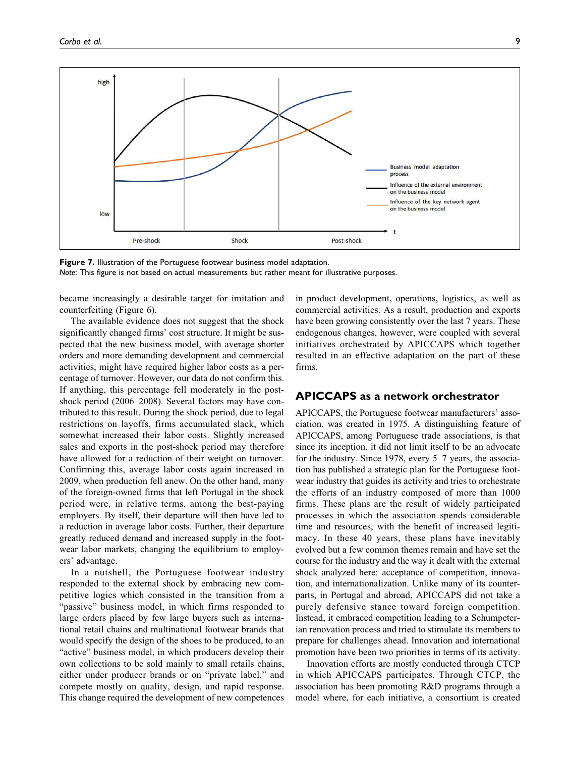high

low

Pre-shock

Shock

Post-shock

t

Business model adaptation process

Influence of the external environment on the business model

Influence of the key network agent on the business model

**Figure 7.** Illustration of the Portuguese footwear business model adaptation.
*Note*: This figure is not based on actual measurements but rather meant for illustrative purposes.

became increasingly a desirable target for imitation and counterfeiting (Figure 6).

The available evidence does not suggest that the shock significantly changed firms' cost structure. It might be suspected that the new business model, with average shorter orders and more demanding development and commercial activities, might have required higher labor costs as a percentage of turnover. However, our data do not confirm this. If anything, this percentage fell moderately in the post-shock period (2006–2008). Several factors may have contributed to this result. During the shock period, due to legal restrictions on layoffs, firms accumulated slack, which somewhat increased their labor costs. Slightly increased sales and exports in the post-shock period may therefore have allowed for a reduction of their weight on turnover. Confirming this, average labor costs again increased in 2009, when production fell anew. On the other hand, many of the foreign-owned firms that left Portugal in the shock period were, in relative terms, among the best-paying employers. By itself, their departure will then have led to a reduction in average labor costs. Further, their departure greatly reduced demand and increased supply in the footwear labor markets, changing the equilibrium to employers' advantage.

In a nutshell, the Portuguese footwear industry responded to the external shock by embracing new competitive logics which consisted in the transition from a "passive" business model, in which firms responded to large orders placed by few large buyers such as international retail chains and multinational footwear brands that would specify the design of the shoes to be produced, to an "active" business model, in which producers develop their own collections to be sold mainly to small retails chains, either under producer brands or on "private label," and compete mostly on quality, design, and rapid response. This change required the development of new competences in product development, operations, logistics, as well as commercial activities. As a result, production and exports have been growing consistently over the last 7 years. These endogenous changes, however, were coupled with several initiatives orchestrated by APICCAPS which together resulted in an effective adaptation on the part of these firms.

## APICCAPS as a network orchestrator

APICCAPS, the Portuguese footwear manufacturers' association, was created in 1975. A distinguishing feature of APICCAPS, among Portuguese trade associations, is that since its inception, it did not limit itself to be an advocate for the industry. Since 1978, every 5–7 years, the association has published a strategic plan for the Portuguese footwear industry that guides its activity and tries to orchestrate the efforts of an industry composed of more than 1000 firms. These plans are the result of widely participated processes in which the association spends considerable time and resources, with the benefit of increased legitimacy. In these 40 years, these plans have inevitably evolved but a few common themes remain and have set the course for the industry and the way it dealt with the external shock analyzed here: acceptance of competition, innovation, and internationalization. Unlike many of its counterparts, in Portugal and abroad, APICCAPS did not take a purely defensive stance toward foreign competition. Instead, it embraced competition leading to a Schumpeterian renovation process and tried to stimulate its members to prepare for challenges ahead. Innovation and international promotion have been two priorities in terms of its activity.

Innovation efforts are mostly conducted through CTCP in which APICCAPS participates. Through CTCP, the association has been promoting R&D programs through a model where, for each initiative, a consortium is created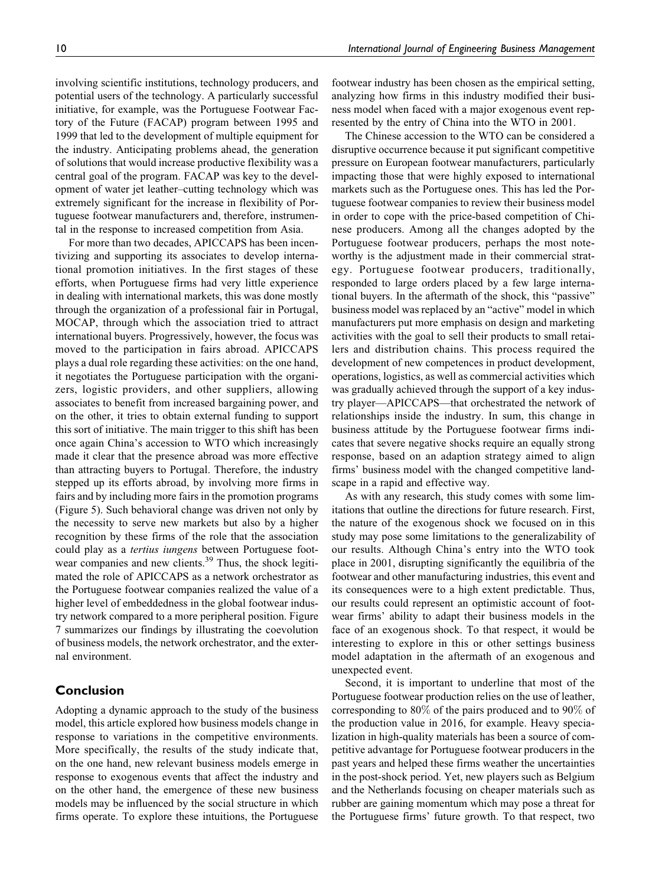involving scientific institutions, technology producers, and potential users of the technology. A particularly successful initiative, for example, was the Portuguese Footwear Factory of the Future (FACAP) program between 1995 and 1999 that led to the development of multiple equipment for the industry. Anticipating problems ahead, the generation of solutions that would increase productive flexibility was a central goal of the program. FACAP was key to the development of water jet leather–cutting technology which was extremely significant for the increase in flexibility of Portuguese footwear manufacturers and, therefore, instrumental in the response to increased competition from Asia.

For more than two decades, APICCAPS has been incentivizing and supporting its associates to develop international promotion initiatives. In the first stages of these efforts, when Portuguese firms had very little experience in dealing with international markets, this was done mostly through the organization of a professional fair in Portugal, MOCAP, through which the association tried to attract international buyers. Progressively, however, the focus was moved to the participation in fairs abroad. APICCAPS plays a dual role regarding these activities: on the one hand, it negotiates the Portuguese participation with the organizers, logistic providers, and other suppliers, allowing associates to benefit from increased bargaining power, and on the other, it tries to obtain external funding to support this sort of initiative. The main trigger to this shift has been once again China's accession to WTO which increasingly made it clear that the presence abroad was more effective than attracting buyers to Portugal. Therefore, the industry stepped up its efforts abroad, by involving more firms in fairs and by including more fairs in the promotion programs (Figure 5). Such behavioral change was driven not only by the necessity to serve new markets but also by a higher recognition by these firms of the role that the association could play as a *tertius iungens* between Portuguese footwear companies and new clients.[39] Thus, the shock legitimated the role of APICCAPS as a network orchestrator as the Portuguese footwear companies realized the value of a higher level of embeddedness in the global footwear industry network compared to a more peripheral position. Figure 7 summarizes our findings by illustrating the coevolution of business models, the network orchestrator, and the external environment.

## Conclusion

Adopting a dynamic approach to the study of the business model, this article explored how business models change in response to variations in the competitive environments. More specifically, the results of the study indicate that, on the one hand, new relevant business models emerge in response to exogenous events that affect the industry and on the other hand, the emergence of these new business models may be influenced by the social structure in which firms operate. To explore these intuitions, the Portuguese footwear industry has been chosen as the empirical setting, analyzing how firms in this industry modified their business model when faced with a major exogenous event represented by the entry of China into the WTO in 2001.

The Chinese accession to the WTO can be considered a disruptive occurrence because it put significant competitive pressure on European footwear manufacturers, particularly impacting those that were highly exposed to international markets such as the Portuguese ones. This has led the Portuguese footwear companies to review their business model in order to cope with the price-based competition of Chinese producers. Among all the changes adopted by the Portuguese footwear producers, perhaps the most noteworthy is the adjustment made in their commercial strategy. Portuguese footwear producers, traditionally, responded to large orders placed by a few large international buyers. In the aftermath of the shock, this "passive" business model was replaced by an "active" model in which manufacturers put more emphasis on design and marketing activities with the goal to sell their products to small retailers and distribution chains. This process required the development of new competences in product development, operations, logistics, as well as commercial activities which was gradually achieved through the support of a key industry player—APICCAPS—that orchestrated the network of relationships inside the industry. In sum, this change in business attitude by the Portuguese footwear firms indicates that severe negative shocks require an equally strong response, based on an adaption strategy aimed to align firms' business model with the changed competitive landscape in a rapid and effective way.

As with any research, this study comes with some limitations that outline the directions for future research. First, the nature of the exogenous shock we focused on in this study may pose some limitations to the generalizability of our results. Although China's entry into the WTO took place in 2001, disrupting significantly the equilibria of the footwear and other manufacturing industries, this event and its consequences were to a high extent predictable. Thus, our results could represent an optimistic account of footwear firms' ability to adapt their business models in the face of an exogenous shock. To that respect, it would be interesting to explore in this or other settings business model adaptation in the aftermath of an exogenous and unexpected event.

Second, it is important to underline that most of the Portuguese footwear production relies on the use of leather, corresponding to 80% of the pairs produced and to 90% of the production value in 2016, for example. Heavy specialization in high-quality materials has been a source of competitive advantage for Portuguese footwear producers in the past years and helped these firms weather the uncertainties in the post-shock period. Yet, new players such as Belgium and the Netherlands focusing on cheaper materials such as rubber are gaining momentum which may pose a threat for the Portuguese firms' future growth. To that respect, two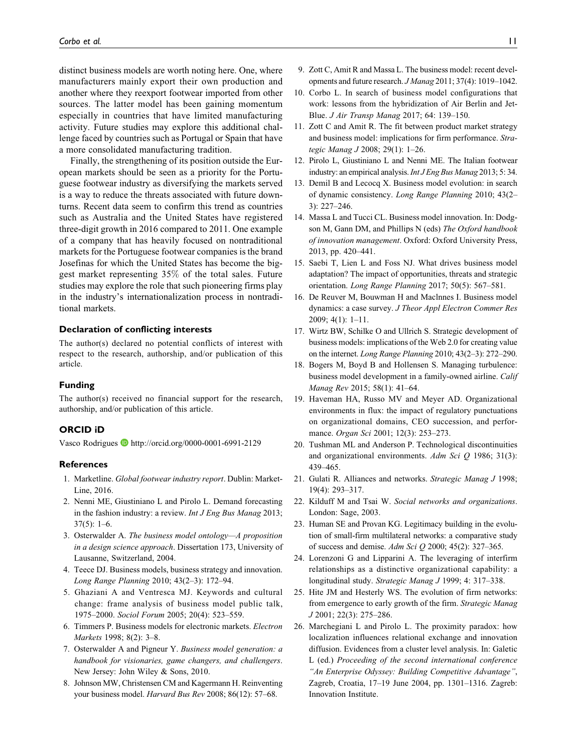distinct business models are worth noting here. One, where manufacturers mainly export their own production and another where they reexport footwear imported from other sources. The latter model has been gaining momentum especially in countries that have limited manufacturing activity. Future studies may explore this additional challenge faced by countries such as Portugal or Spain that have a more consolidated manufacturing tradition.

Finally, the strengthening of its position outside the European markets should be seen as a priority for the Portuguese footwear industry as diversifying the markets served is a way to reduce the threats associated with future downturns. Recent data seem to confirm this trend as countries such as Australia and the United States have registered three-digit growth in 2016 compared to 2011. One example of a company that has heavily focused on nontraditional markets for the Portuguese footwear companies is the brand Josefinas for which the United States has become the biggest market representing 35% of the total sales. Future studies may explore the role that such pioneering firms play in the industry's internationalization process in nontraditional markets.

### Declaration of conflicting interests

The author(s) declared no potential conflicts of interest with respect to the research, authorship, and/or publication of this article.

### Funding

The author(s) received no financial support for the research, authorship, and/or publication of this article.

### ORCID iD

Vasco Rodrigues http://orcid.org/0000-0001-6991-2129

### References

1. Marketline. *Global footwear industry report*. Dublin: MarketLine, 2016.
2. Nenni ME, Giustiniano L and Pirolo L. Demand forecasting in the fashion industry: a review. *Int J Eng Bus Manag* 2013; 37(5): 1–6.
3. Osterwalder A. *The business model ontology—A proposition in a design science approach*. Dissertation 173, University of Lausanne, Switzerland, 2004.
4. Teece DJ. Business models, business strategy and innovation. *Long Range Planning* 2010; 43(2–3): 172–94.
5. Ghaziani A and Ventresca MJ. Keywords and cultural change: frame analysis of business model public talk, 1975–2000. *Sociol Forum* 2005; 20(4): 523–559.
6. Timmers P. Business models for electronic markets. *Electron Markets* 1998; 8(2): 3–8.
7. Osterwalder A and Pigneur Y. *Business model generation: a handbook for visionaries, game changers, and challengers*. New Jersey: John Wiley & Sons, 2010.
8. Johnson MW, Christensen CM and Kagermann H. Reinventing your business model. *Harvard Bus Rev* 2008; 86(12): 57–68.
9. Zott C, Amit R and Massa L. The business model: recent developments and future research. *J Manag* 2011; 37(4): 1019–1042.
10. Corbo L. In search of business model configurations that work: lessons from the hybridization of Air Berlin and JetBlue. *J Air Transp Manag* 2017; 64: 139–150.
11. Zott C and Amit R. The fit between product market strategy and business model: implications for firm performance. *Strategic Manag J* 2008; 29(1): 1–26.
12. Pirolo L, Giustiniano L and Nenni ME. The Italian footwear industry: an empirical analysis. *Int J Eng Bus Manag* 2013; 5: 34.
13. Demil B and Lecocq X. Business model evolution: in search of dynamic consistency. *Long Range Planning* 2010; 43(2–3): 227–246.
14. Massa L and Tucci CL. Business model innovation. In: Dodgson M, Gann DM, and Phillips N (eds) *The Oxford handbook of innovation management*. Oxford: Oxford University Press, 2013, pp. 420–441.
15. Saebi T, Lien L and Foss NJ. What drives business model adaptation? The impact of opportunities, threats and strategic orientation. *Long Range Planning* 2017; 50(5): 567–581.
16. De Reuver M, Bouwman H and Maclnnes I. Business model dynamics: a case survey. *J Theor Appl Electron Commer Res* 2009; 4(1): 1–11.
17. Wirtz BW, Schilke O and Ullrich S. Strategic development of business models: implications of the Web 2.0 for creating value on the internet. *Long Range Planning* 2010; 43(2–3): 272–290.
18. Bogers M, Boyd B and Hollensen S. Managing turbulence: business model development in a family-owned airline. *Calif Manag Rev* 2015; 58(1): 41–64.
19. Haveman HA, Russo MV and Meyer AD. Organizational environments in flux: the impact of regulatory punctuations on organizational domains, CEO succession, and performance. *Organ Sci* 2001; 12(3): 253–273.
20. Tushman ML and Anderson P. Technological discontinuities and organizational environments. *Adm Sci Q* 1986; 31(3): 439–465.
21. Gulati R. Alliances and networks. *Strategic Manag J* 1998; 19(4): 293–317.
22. Kilduff M and Tsai W. *Social networks and organizations*. London: Sage, 2003.
23. Human SE and Provan KG. Legitimacy building in the evolution of small-firm multilateral networks: a comparative study of success and demise. *Adm Sci Q* 2000; 45(2): 327–365.
24. Lorenzoni G and Lipparini A. The leveraging of interfirm relationships as a distinctive organizational capability: a longitudinal study. *Strategic Manag J* 1999; 4: 317–338.
25. Hite JM and Hesterly WS. The evolution of firm networks: from emergence to early growth of the firm. *Strategic Manag J* 2001; 22(3): 275–286.
26. Marchegiani L and Pirolo L. The proximity paradox: how localization influences relational exchange and innovation diffusion. Evidences from a cluster level analysis. In: Galetic L (ed.) *Proceeding of the second international conference "An Enterprise Odyssey: Building Competitive Advantage"*, Zagreb, Croatia, 17–19 June 2004, pp. 1301–1316. Zagreb: Innovation Institute.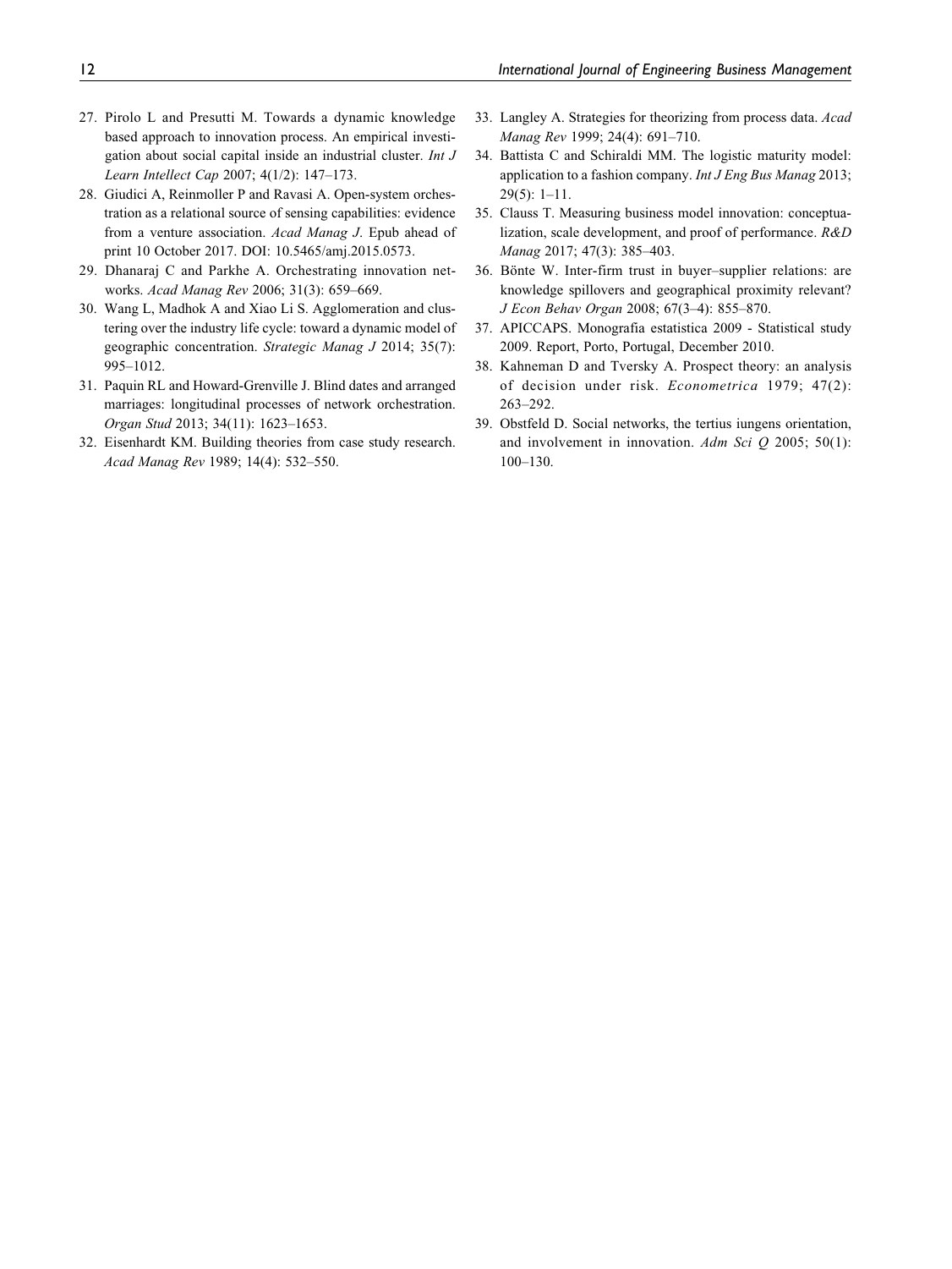27. Pirolo L and Presutti M. Towards a dynamic knowledge based approach to innovation process. An empirical investigation about social capital inside an industrial cluster. *Int J Learn Intellect Cap* 2007; 4(1/2): 147–173.
28. Giudici A, Reinmoller P and Ravasi A. Open-system orchestration as a relational source of sensing capabilities: evidence from a venture association. *Acad Manag J*. Epub ahead of print 10 October 2017. DOI: 10.5465/amj.2015.0573.
29. Dhanaraj C and Parkhe A. Orchestrating innovation networks. *Acad Manag Rev* 2006; 31(3): 659–669.
30. Wang L, Madhok A and Xiao Li S. Agglomeration and clustering over the industry life cycle: toward a dynamic model of geographic concentration. *Strategic Manag J* 2014; 35(7): 995–1012.
31. Paquin RL and Howard-Grenville J. Blind dates and arranged marriages: longitudinal processes of network orchestration. *Organ Stud* 2013; 34(11): 1623–1653.
32. Eisenhardt KM. Building theories from case study research. *Acad Manag Rev* 1989; 14(4): 532–550.
33. Langley A. Strategies for theorizing from process data. *Acad Manag Rev* 1999; 24(4): 691–710.
34. Battista C and Schiraldi MM. The logistic maturity model: application to a fashion company. *Int J Eng Bus Manag* 2013; 29(5): 1–11.
35. Clauss T. Measuring business model innovation: conceptualization, scale development, and proof of performance. *R&D Manag* 2017; 47(3): 385–403.
36. Bönte W. Inter-firm trust in buyer–supplier relations: are knowledge spillovers and geographical proximity relevant? *J Econ Behav Organ* 2008; 67(3–4): 855–870.
37. APICCAPS. Monografia estatistica 2009 - Statistical study 2009. Report, Porto, Portugal, December 2010.
38. Kahneman D and Tversky A. Prospect theory: an analysis of decision under risk. *Econometrica* 1979; 47(2): 263–292.
39. Obstfeld D. Social networks, the tertius iungens orientation, and involvement in innovation. *Adm Sci Q* 2005; 50(1): 100–130.